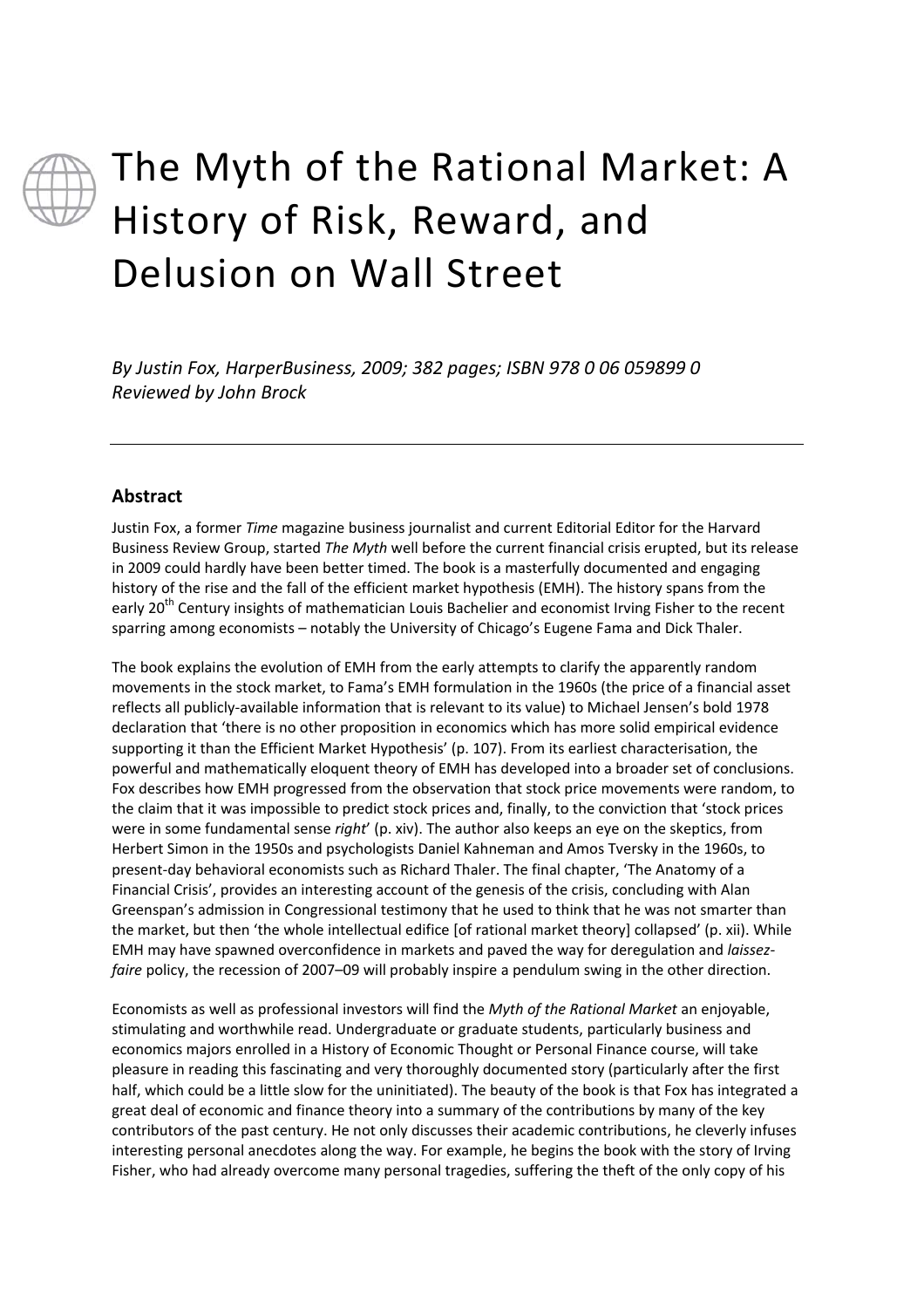# The Myth of the Rational Market: A History of Risk, Reward, and Delusion on Wall Street

*By Justin Fox, HarperBusiness, 2009; 382 pages; ISBN 978 0 06 059899 0*
*Reviewed by John Brock*

---

## Abstract

Justin Fox, a former *Time* magazine business journalist and current Editorial Editor for the Harvard Business Review Group, started *The Myth* well before the current financial crisis erupted, but its release in 2009 could hardly have been better timed. The book is a masterfully documented and engaging history of the rise and the fall of the efficient market hypothesis (EMH). The history spans from the early 20th Century insights of mathematician Louis Bachelier and economist Irving Fisher to the recent sparring among economists – notably the University of Chicago's Eugene Fama and Dick Thaler.

The book explains the evolution of EMH from the early attempts to clarify the apparently random movements in the stock market, to Fama's EMH formulation in the 1960s (the price of a financial asset reflects all publicly-available information that is relevant to its value) to Michael Jensen's bold 1978 declaration that 'there is no other proposition in economics which has more solid empirical evidence supporting it than the Efficient Market Hypothesis' (p. 107). From its earliest characterisation, the powerful and mathematically eloquent theory of EMH has developed into a broader set of conclusions. Fox describes how EMH progressed from the observation that stock price movements were random, to the claim that it was impossible to predict stock prices and, finally, to the conviction that 'stock prices were in some fundamental sense *right*' (p. xiv). The author also keeps an eye on the skeptics, from Herbert Simon in the 1950s and psychologists Daniel Kahneman and Amos Tversky in the 1960s, to present-day behavioral economists such as Richard Thaler. The final chapter, 'The Anatomy of a Financial Crisis', provides an interesting account of the genesis of the crisis, concluding with Alan Greenspan's admission in Congressional testimony that he used to think that he was not smarter than the market, but then 'the whole intellectual edifice [of rational market theory] collapsed' (p. xii). While EMH may have spawned overconfidence in markets and paved the way for deregulation and *laissez-faire* policy, the recession of 2007–09 will probably inspire a pendulum swing in the other direction.

Economists as well as professional investors will find the *Myth of the Rational Market* an enjoyable, stimulating and worthwhile read. Undergraduate or graduate students, particularly business and economics majors enrolled in a History of Economic Thought or Personal Finance course, will take pleasure in reading this fascinating and very thoroughly documented story (particularly after the first half, which could be a little slow for the uninitiated). The beauty of the book is that Fox has integrated a great deal of economic and finance theory into a summary of the contributions by many of the key contributors of the past century. He not only discusses their academic contributions, he cleverly infuses interesting personal anecdotes along the way. For example, he begins the book with the story of Irving Fisher, who had already overcome many personal tragedies, suffering the theft of the only copy of his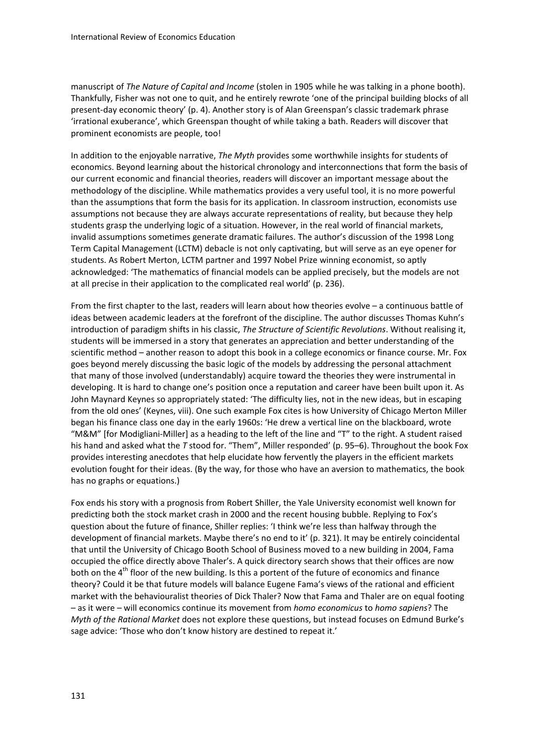manuscript of *The Nature of Capital and Income* (stolen in 1905 while he was talking in a phone booth). Thankfully, Fisher was not one to quit, and he entirely rewrote 'one of the principal building blocks of all present-day economic theory' (p. 4). Another story is of Alan Greenspan's classic trademark phrase 'irrational exuberance', which Greenspan thought of while taking a bath. Readers will discover that prominent economists are people, too!

In addition to the enjoyable narrative, *The Myth* provides some worthwhile insights for students of economics. Beyond learning about the historical chronology and interconnections that form the basis of our current economic and financial theories, readers will discover an important message about the methodology of the discipline. While mathematics provides a very useful tool, it is no more powerful than the assumptions that form the basis for its application. In classroom instruction, economists use assumptions not because they are always accurate representations of reality, but because they help students grasp the underlying logic of a situation. However, in the real world of financial markets, invalid assumptions sometimes generate dramatic failures. The author's discussion of the 1998 Long Term Capital Management (LCTM) debacle is not only captivating, but will serve as an eye opener for students. As Robert Merton, LCTM partner and 1997 Nobel Prize winning economist, so aptly acknowledged: 'The mathematics of financial models can be applied precisely, but the models are not at all precise in their application to the complicated real world' (p. 236).

From the first chapter to the last, readers will learn about how theories evolve – a continuous battle of ideas between academic leaders at the forefront of the discipline. The author discusses Thomas Kuhn's introduction of paradigm shifts in his classic, *The Structure of Scientific Revolutions*. Without realising it, students will be immersed in a story that generates an appreciation and better understanding of the scientific method – another reason to adopt this book in a college economics or finance course. Mr. Fox goes beyond merely discussing the basic logic of the models by addressing the personal attachment that many of those involved (understandably) acquire toward the theories they were instrumental in developing. It is hard to change one's position once a reputation and career have been built upon it. As John Maynard Keynes so appropriately stated: 'The difficulty lies, not in the new ideas, but in escaping from the old ones' (Keynes, viii). One such example Fox cites is how University of Chicago Merton Miller began his finance class one day in the early 1960s: 'He drew a vertical line on the blackboard, wrote "M&M" [for Modigliani-Miller] as a heading to the left of the line and "T" to the right. A student raised his hand and asked what the *T* stood for. "Them", Miller responded' (p. 95–6). Throughout the book Fox provides interesting anecdotes that help elucidate how fervently the players in the efficient markets evolution fought for their ideas. (By the way, for those who have an aversion to mathematics, the book has no graphs or equations.)

Fox ends his story with a prognosis from Robert Shiller, the Yale University economist well known for predicting both the stock market crash in 2000 and the recent housing bubble. Replying to Fox's question about the future of finance, Shiller replies: 'I think we're less than halfway through the development of financial markets. Maybe there's no end to it' (p. 321). It may be entirely coincidental that until the University of Chicago Booth School of Business moved to a new building in 2004, Fama occupied the office directly above Thaler's. A quick directory search shows that their offices are now both on the 4th floor of the new building. Is this a portent of the future of economics and finance theory? Could it be that future models will balance Eugene Fama's views of the rational and efficient market with the behaviouralist theories of Dick Thaler? Now that Fama and Thaler are on equal footing – as it were – will economics continue its movement from *homo economicus* to *homo sapiens*? The *Myth of the Rational Market* does not explore these questions, but instead focuses on Edmund Burke's sage advice: 'Those who don't know history are destined to repeat it.'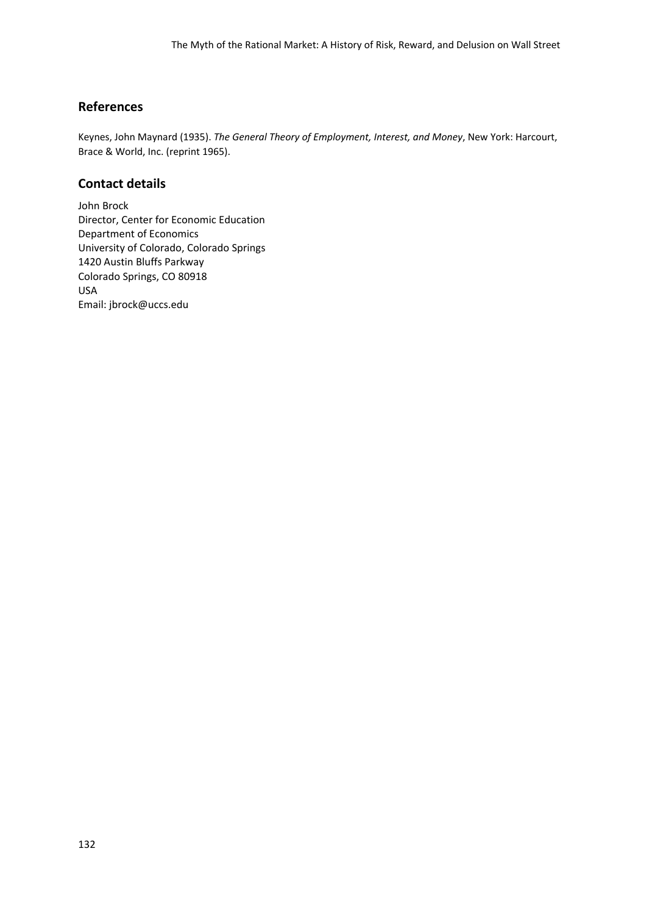## References

Keynes, John Maynard (1935). *The General Theory of Employment, Interest, and Money*, New York: Harcourt, Brace & World, Inc. (reprint 1965).

## Contact details

John Brock
Director, Center for Economic Education
Department of Economics
University of Colorado, Colorado Springs
1420 Austin Bluffs Parkway
Colorado Springs, CO 80918
USA
Email: jbrock@uccs.edu